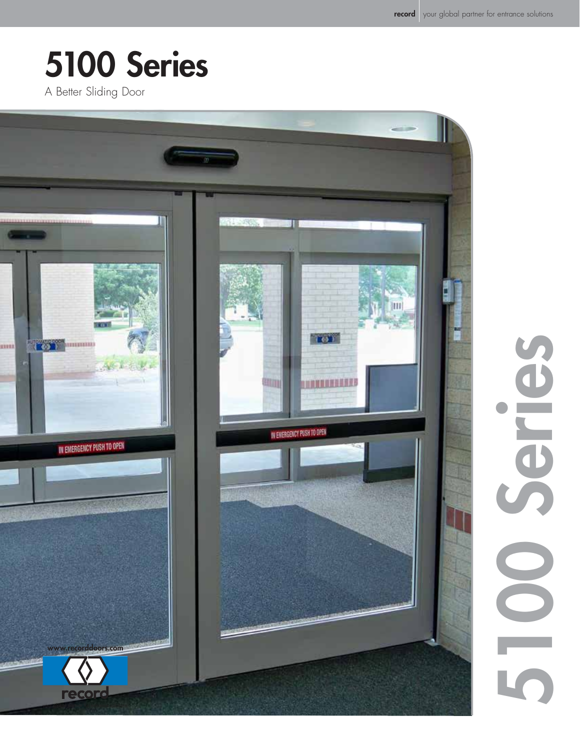# 5100 Series

A Better Sliding Door

www.recorddoors.com

record

5100 Series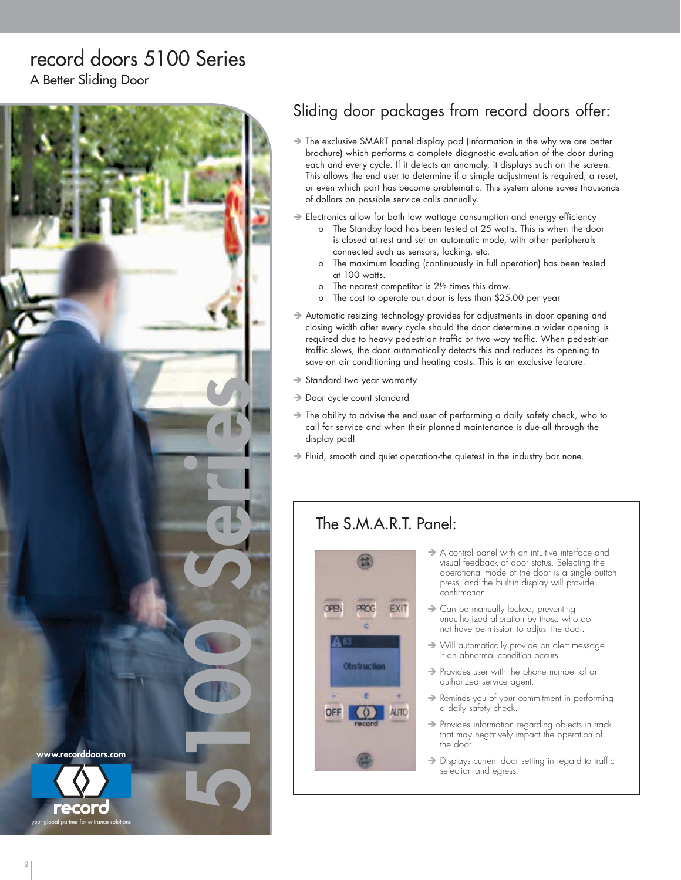# record doors 5100 Series

A Better Sliding Door

## Sliding door packages from record doors offer:

- The exclusive SMART panel display pad (information in the why we are better brochure) which performs a complete diagnostic evaluation of the door during each and every cycle. If it detects an anomaly, it displays such on the screen. This allows the end user to determine if a simple adjustment is required, a reset, or even which part has become problematic. This system alone saves thousands of dollars on possible service calls annually.
- Electronics allow for both low wattage consumption and energy efficiency
  - The Standby load has been tested at 25 watts. This is when the door is closed at rest and set on automatic mode, with other peripherals connected such as sensors, locking, etc.
  - The maximum loading (continuously in full operation) has been tested at 100 watts.
  - The nearest competitor is 2½ times this draw.
  - The cost to operate our door is less than $25.00 per year
- Automatic resizing technology provides for adjustments in door opening and closing width after every cycle should the door determine a wider opening is required due to heavy pedestrian traffic or two way traffic. When pedestrian traffic slows, the door automatically detects this and reduces its opening to save on air conditioning and heating costs. This is an exclusive feature.
- Standard two year warranty
- Door cycle count standard
- The ability to advise the end user of performing a daily safety check, who to call for service and when their planned maintenance is due-all through the display pad!
- Fluid, smooth and quiet operation-the quietest in the industry bar none.

## The S.M.A.R.T. Panel:

- A control panel with an intuitive interface and visual feedback of door status. Selecting the operational mode of the door is a single button press, and the built-in display will provide confirmation.
- Can be manually locked, preventing unauthorized alteration by those who do not have permission to adjust the door.
- Will automatically provide on alert message if an abnormal condition occurs.
- Provides user with the phone number of an authorized service agent.
- Reminds you of your commitment in performing a daily safety check.
- Provides information regarding objects in track that may negatively impact the operation of the door.
- Displays current door setting in regard to traffic selection and egress.

www.recorddoors.com

record

your global partner for entrance solutions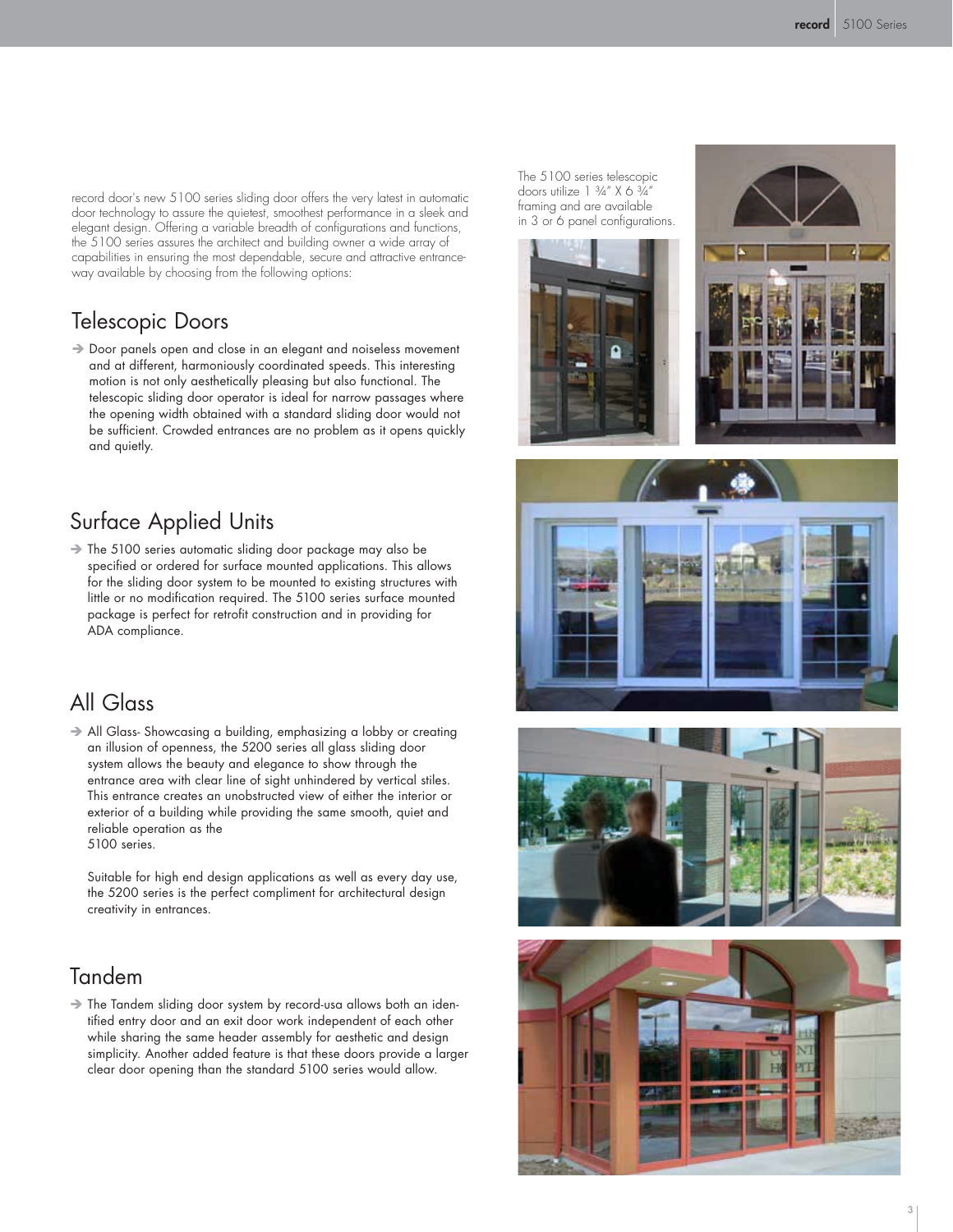record door's new 5100 series sliding door offers the very latest in automatic door technology to assure the quietest, smoothest performance in a sleek and elegant design. Offering a variable breadth of configurations and functions, the 5100 series assures the architect and building owner a wide array of capabilities in ensuring the most dependable, secure and attractive entranceway available by choosing from the following options:

The 5100 series telescopic doors utilize 1 ¾" X 6 ¾" framing and are available in 3 or 6 panel configurations.

## Telescopic Doors

➔ Door panels open and close in an elegant and noiseless movement and at different, harmoniously coordinated speeds. This interesting motion is not only aesthetically pleasing but also functional. The telescopic sliding door operator is ideal for narrow passages where the opening width obtained with a standard sliding door would not be sufficient. Crowded entrances are no problem as it opens quickly and quietly.

## Surface Applied Units

➔ The 5100 series automatic sliding door package may also be specified or ordered for surface mounted applications. This allows for the sliding door system to be mounted to existing structures with little or no modification required. The 5100 series surface mounted package is perfect for retrofit construction and in providing for ADA compliance.

## All Glass

➔ All Glass- Showcasing a building, emphasizing a lobby or creating an illusion of openness, the 5200 series all glass sliding door system allows the beauty and elegance to show through the entrance area with clear line of sight unhindered by vertical stiles. This entrance creates an unobstructed view of either the interior or exterior of a building while providing the same smooth, quiet and reliable operation as the 5100 series.

Suitable for high end design applications as well as every day use, the 5200 series is the perfect compliment for architectural design creativity in entrances.

## Tandem

➔ The Tandem sliding door system by record-usa allows both an identified entry door and an exit door work independent of each other while sharing the same header assembly for aesthetic and design simplicity. Another added feature is that these doors provide a larger clear door opening than the standard 5100 series would allow.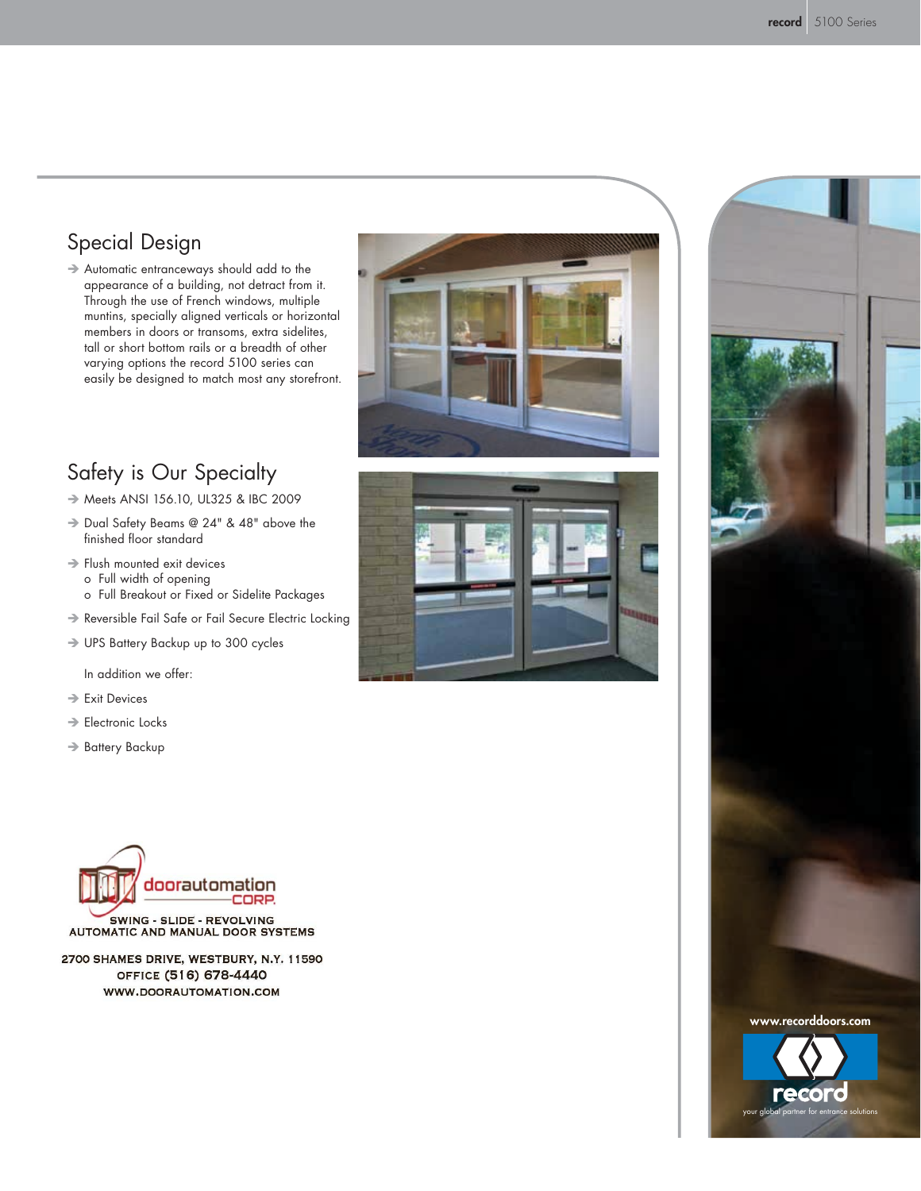## Special Design

- Automatic entranceways should add to the appearance of a building, not detract from it. Through the use of French windows, multiple muntins, specially aligned verticals or horizontal members in doors or transoms, extra sidelites, tall or short bottom rails or a breadth of other varying options the record 5100 series can easily be designed to match most any storefront.

## Safety is Our Specialty

- Meets ANSI 156.10, UL325 & IBC 2009
- Dual Safety Beams @ 24" & 48" above the finished floor standard
- Flush mounted exit devices
  - Full width of opening
  - Full Breakout or Fixed or Sidelite Packages
- Reversible Fail Safe or Fail Secure Electric Locking
- UPS Battery Backup up to 300 cycles

In addition we offer:

- Exit Devices
- Electronic Locks
- Battery Backup

doorautomation CORP.

SWING - SLIDE - REVOLVING
AUTOMATIC AND MANUAL DOOR SYSTEMS

2700 SHAMES DRIVE, WESTBURY, N.Y. 11590
OFFICE (516) 678-4440
WWW.DOORAUTOMATION.COM

www.recorddoors.com

record
your global partner for entrance solutions